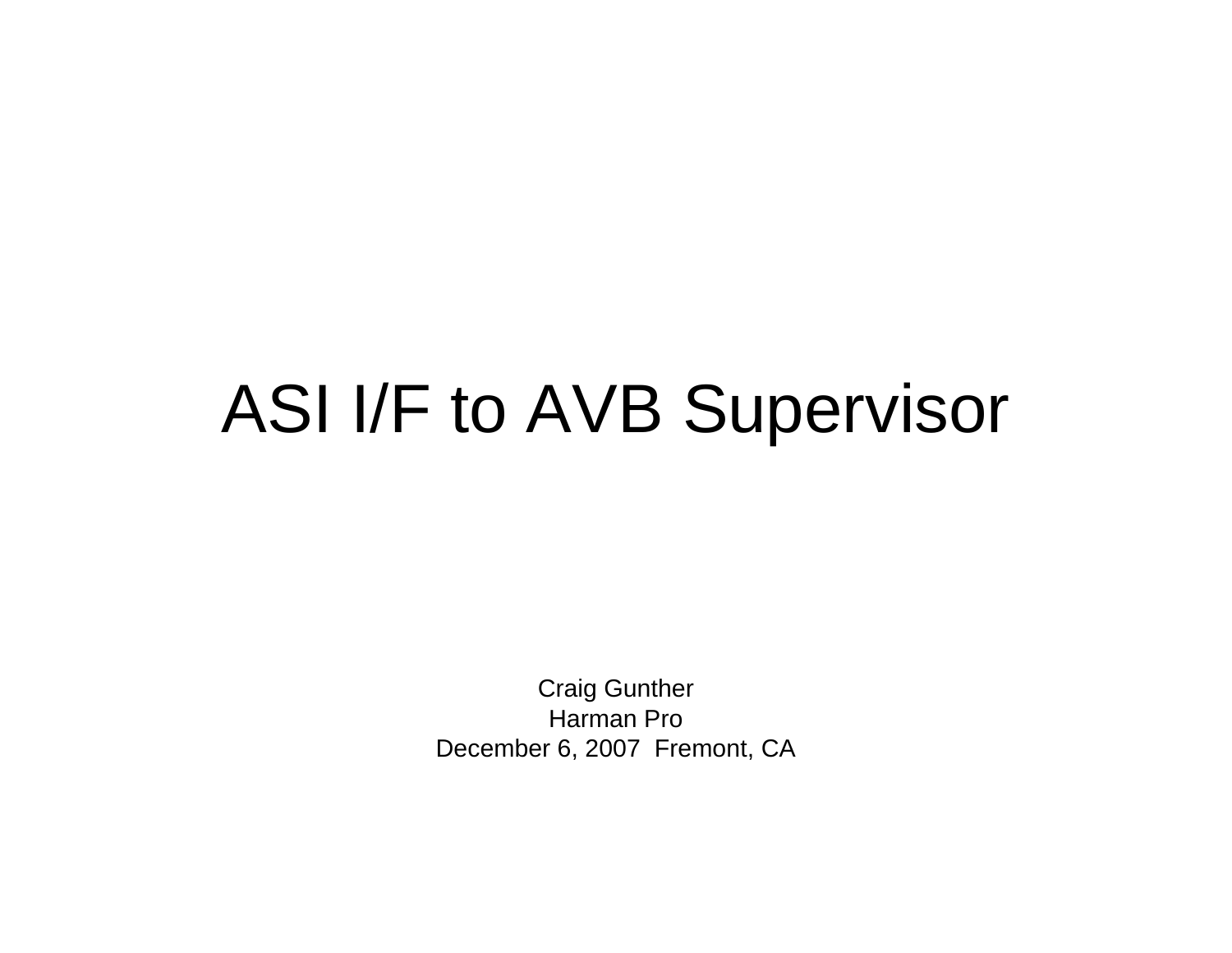# ASI I/F to AVB Supervisor

Craig Gunther
Harman Pro
December 6, 2007 Fremont, CA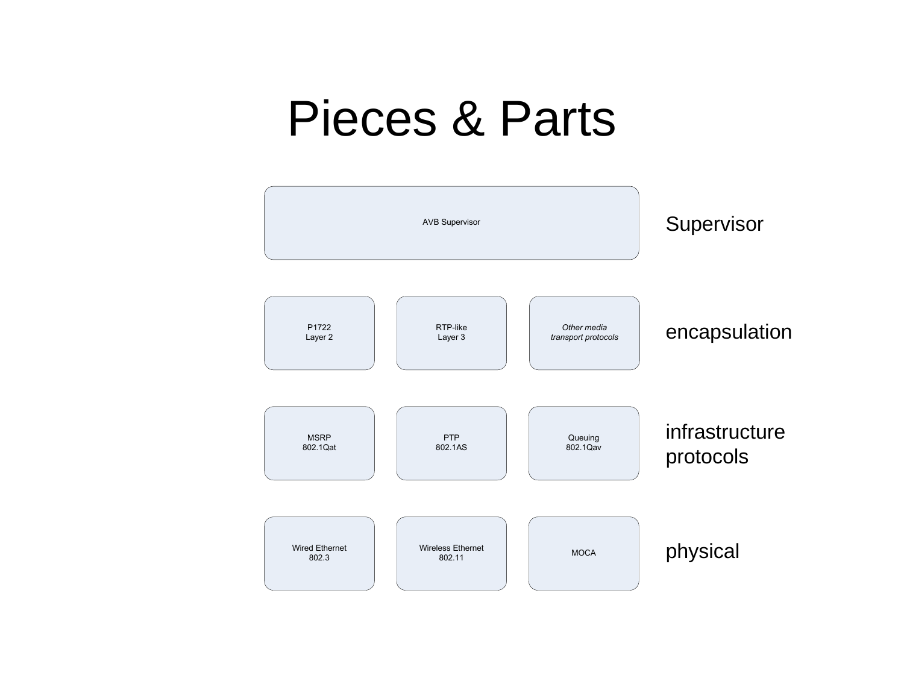# Pieces & Parts

| | | | |
|---|---|---|---|
| AVB Supervisor | | | Supervisor |
| P1722<br>Layer 2 | RTP-like<br>Layer 3 | *Other media transport protocols* | encapsulation |
| MSRP<br>802.1Qat | PTP<br>802.1AS | Queuing<br>802.1Qav | infrastructure protocols |
| Wired Ethernet<br>802.3 | Wireless Ethernet<br>802.11 | MOCA | physical |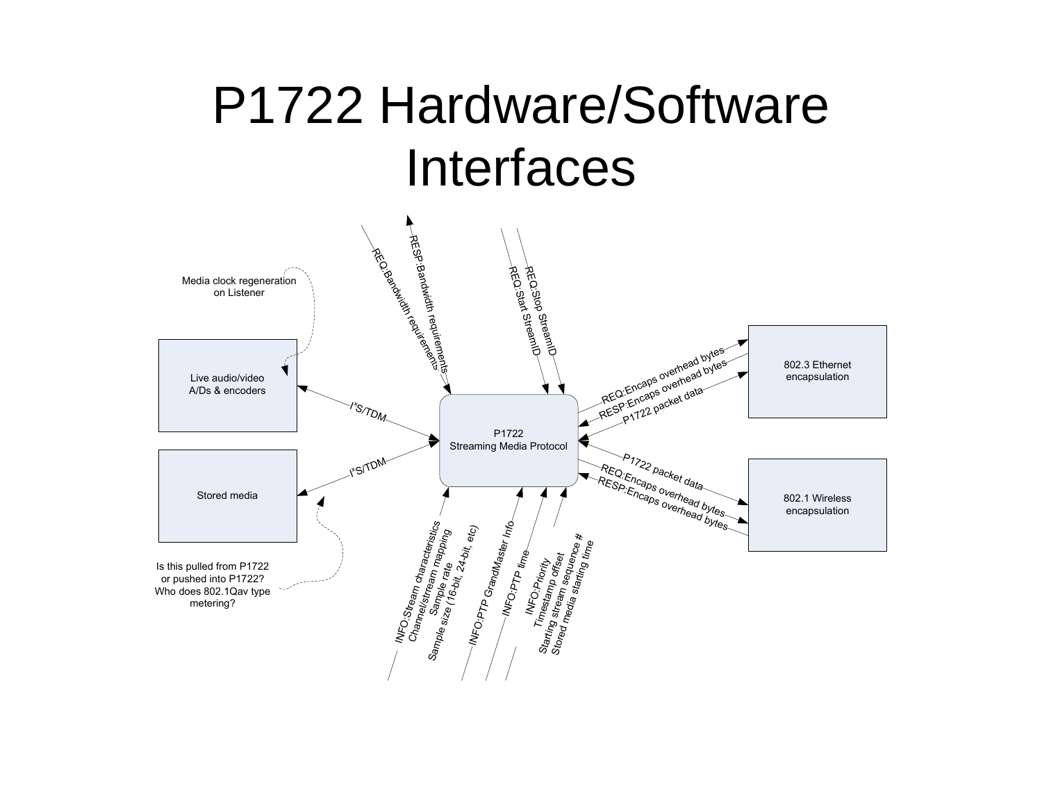# P1722 Hardware/Software Interfaces

Media clock regeneration on Listener

Live audio/video A/Ds & encoders

Stored media

Is this pulled from P1722 or pushed into P1722? Who does 802.1Qav type metering?

P1722 Streaming Media Protocol

802.3 Ethernet encapsulation

802.1 Wireless encapsulation

REQ:Bandwidth requirements

RESP:Bandwidth requirements

REQ:Start StreamID

REQ:Stop StreamID

I*S/TDM

I*S/TDM

REQ:Encaps overhead bytes

RESP:Encaps overhead bytes

P1722 packet data

P1722 packet data

REQ:Encaps overhead bytes

RESP:Encaps overhead bytes

INFO:Stream characteristics
Channel/stream mapping
Sample rate
Sample size (16-bit, 24-bit, etc)

INFO:PTP GrandMaster Info

INFO:PTP time

INFO:Priority
Timestamp offset
Starting stream sequence #
Stored media starting time